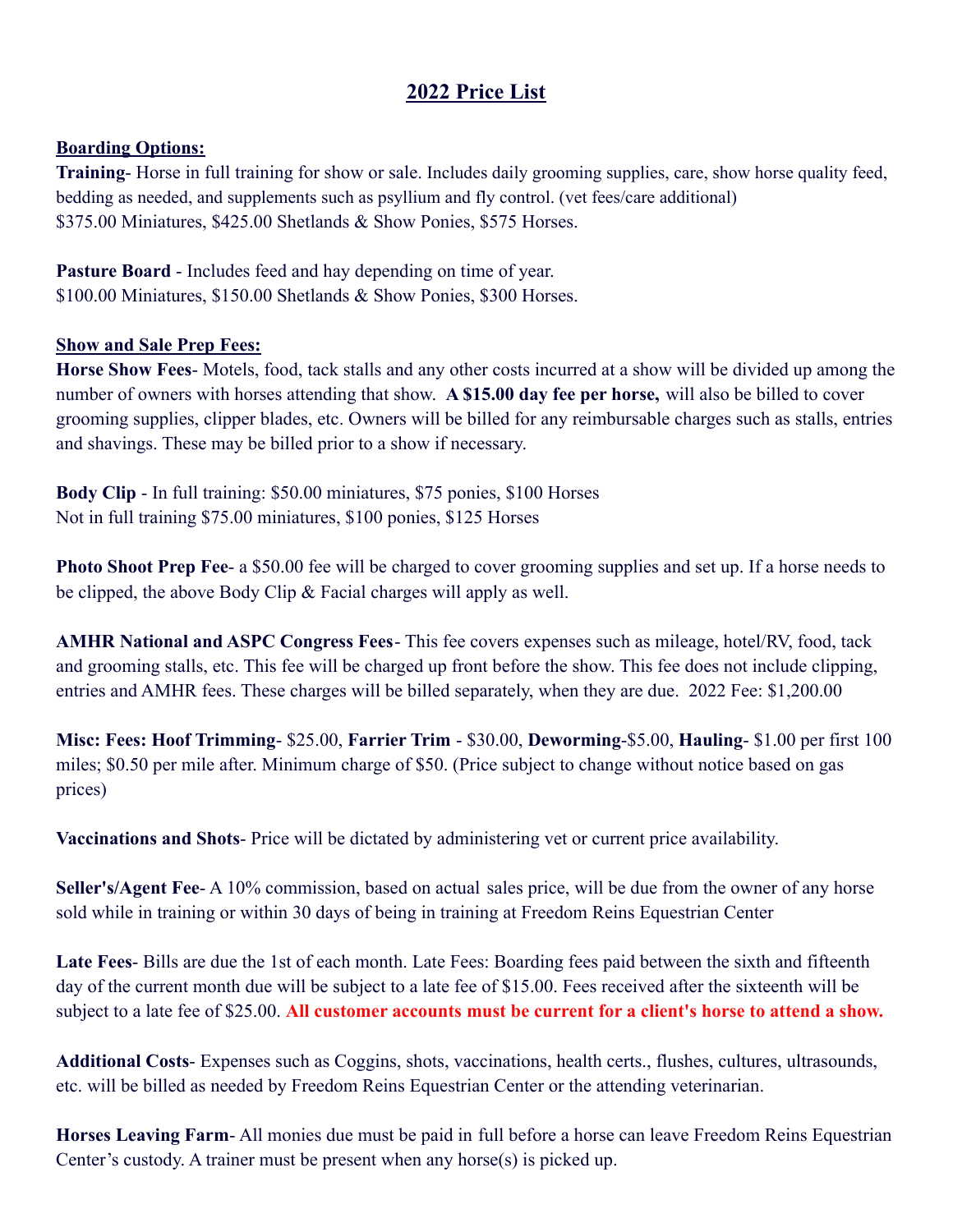# 2022 Price List

## Boarding Options:

**Training**- Horse in full training for show or sale. Includes daily grooming supplies, care, show horse quality feed, bedding as needed, and supplements such as psyllium and fly control. (vet fees/care additional)
$375.00 Miniatures, $425.00 Shetlands & Show Ponies, $575 Horses.

**Pasture Board** - Includes feed and hay depending on time of year.
$100.00 Miniatures, $150.00 Shetlands & Show Ponies, $300 Horses.

## Show and Sale Prep Fees:

**Horse Show Fees**- Motels, food, tack stalls and any other costs incurred at a show will be divided up among the number of owners with horses attending that show. **A $15.00 day fee per horse,** will also be billed to cover grooming supplies, clipper blades, etc. Owners will be billed for any reimbursable charges such as stalls, entries and shavings. These may be billed prior to a show if necessary.

**Body Clip** - In full training: $50.00 miniatures, $75 ponies, $100 Horses
Not in full training $75.00 miniatures, $100 ponies, $125 Horses

**Photo Shoot Prep Fee**- a $50.00 fee will be charged to cover grooming supplies and set up. If a horse needs to be clipped, the above Body Clip & Facial charges will apply as well.

**AMHR National and ASPC Congress Fees**- This fee covers expenses such as mileage, hotel/RV, food, tack and grooming stalls, etc. This fee will be charged up front before the show. This fee does not include clipping, entries and AMHR fees. These charges will be billed separately, when they are due. 2022 Fee: $1,200.00

**Misc: Fees: Hoof Trimming**- $25.00, **Farrier Trim** - $30.00, **Deworming**-$5.00, **Hauling**- $1.00 per first 100 miles; $0.50 per mile after. Minimum charge of $50. (Price subject to change without notice based on gas prices)

**Vaccinations and Shots**- Price will be dictated by administering vet or current price availability.

**Seller's/Agent Fee**- A 10% commission, based on actual sales price, will be due from the owner of any horse sold while in training or within 30 days of being in training at Freedom Reins Equestrian Center

**Late Fees**- Bills are due the 1st of each month. Late Fees: Boarding fees paid between the sixth and fifteenth day of the current month due will be subject to a late fee of $15.00. Fees received after the sixteenth will be subject to a late fee of $25.00. **All customer accounts must be current for a client's horse to attend a show.**

**Additional Costs**- Expenses such as Coggins, shots, vaccinations, health certs., flushes, cultures, ultrasounds, etc. will be billed as needed by Freedom Reins Equestrian Center or the attending veterinarian.

**Horses Leaving Farm**- All monies due must be paid in full before a horse can leave Freedom Reins Equestrian Center's custody. A trainer must be present when any horse(s) is picked up.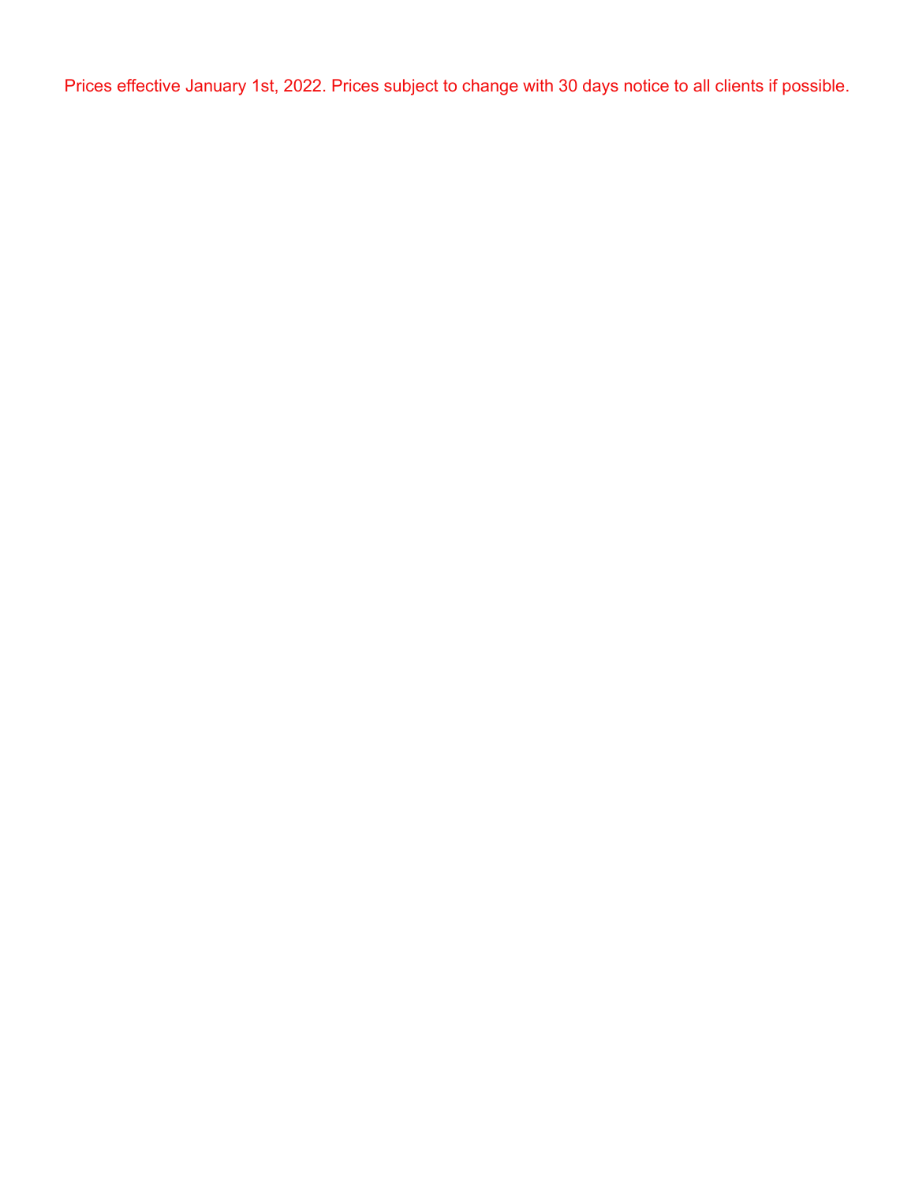Prices effective January 1st, 2022. Prices subject to change with 30 days notice to all clients if possible.